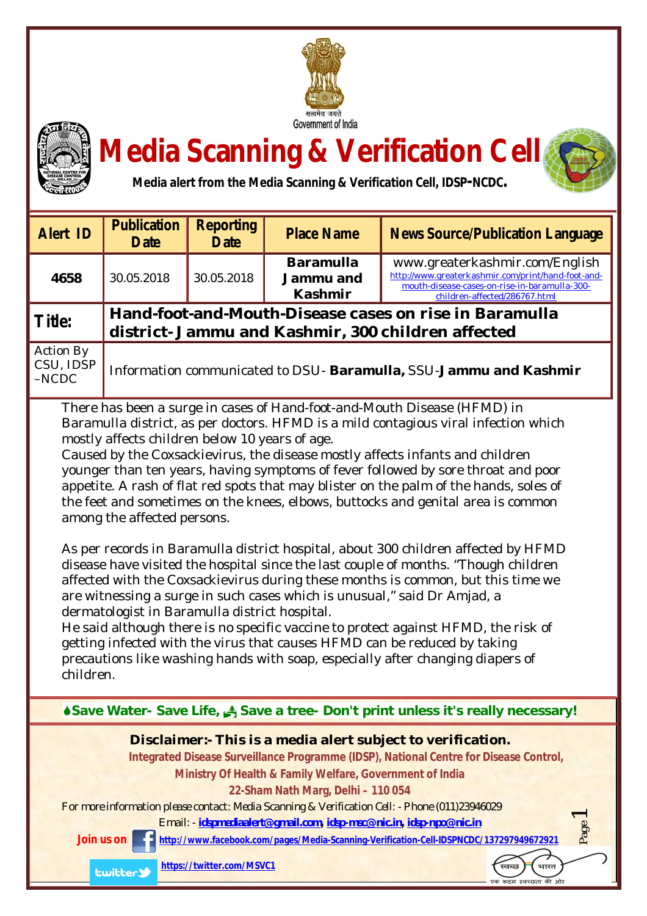सत्यमेव जयते
Government of India

# Media Scanning & Verification Cell

**Media alert from the Media Scanning & Verification Cell, IDSP-NCDC.**

| Alert ID | Publication Date | Reporting Date | Place Name | News Source/Publication Language |
|---|---|---|---|---|
| **4658** | 30.05.2018 | 30.05.2018 | **Baramulla Jammu and Kashmir** | www.greaterkashmir.com/English http://www.greaterkashmir.com/print/hand-foot-and-mouth-disease-cases-on-rise-in-baramulla-300-children-affected/286767.html |
| **Title:** | **Hand-foot-and-Mouth-Disease cases on rise in Baramulla district- Jammu and Kashmir, 300 children affected** | | | |
| Action By CSU, IDSP –NCDC | Information communicated to DSU- **Baramulla,** SSU-**Jammu and Kashmir** | | | |

There has been a surge in cases of Hand-foot-and-Mouth Disease (HFMD) in Baramulla district, as per doctors. HFMD is a mild contagious viral infection which mostly affects children below 10 years of age.
Caused by the Coxsackievirus, the disease mostly affects infants and children younger than ten years, having symptoms of fever followed by sore throat and poor appetite. A rash of flat red spots that may blister on the palm of the hands, soles of the feet and sometimes on the knees, elbows, buttocks and genital area is common among the affected persons.

As per records in Baramulla district hospital, about 300 children affected by HFMD disease have visited the hospital since the last couple of months. "Though children affected with the Coxsackievirus during these months is common, but this time we are witnessing a surge in such cases which is unusual," said Dr Amjad, a dermatologist in Baramulla district hospital.
He said although there is no specific vaccine to protect against HFMD, the risk of getting infected with the virus that causes HFMD can be reduced by taking precautions like washing hands with soap, especially after changing diapers of children.

**Save Water- Save Life, Save a tree- Don't print unless it's really necessary!**

**Disclaimer:- This is a media alert subject to verification.**

**Integrated Disease Surveillance Programme (IDSP), National Centre for Disease Control, Ministry Of Health & Family Welfare, Government of India**
**22-Sham Nath Marg, Delhi – 110 054**

For more information please contact: Media Scanning & Verification Cell: - Phone (011)23946029
Email: - **idspmediaalert@gmail.com, idsp-msc@nic.in, idsp-npo@nic.in**

**Join us on** http://www.facebook.com/pages/Media-Scanning-Verification-Cell-IDSPNCDC/137297949672921

https://twitter.com/MSVC1

स्वच्छ भारत
एक कदम स्वच्छता की ओर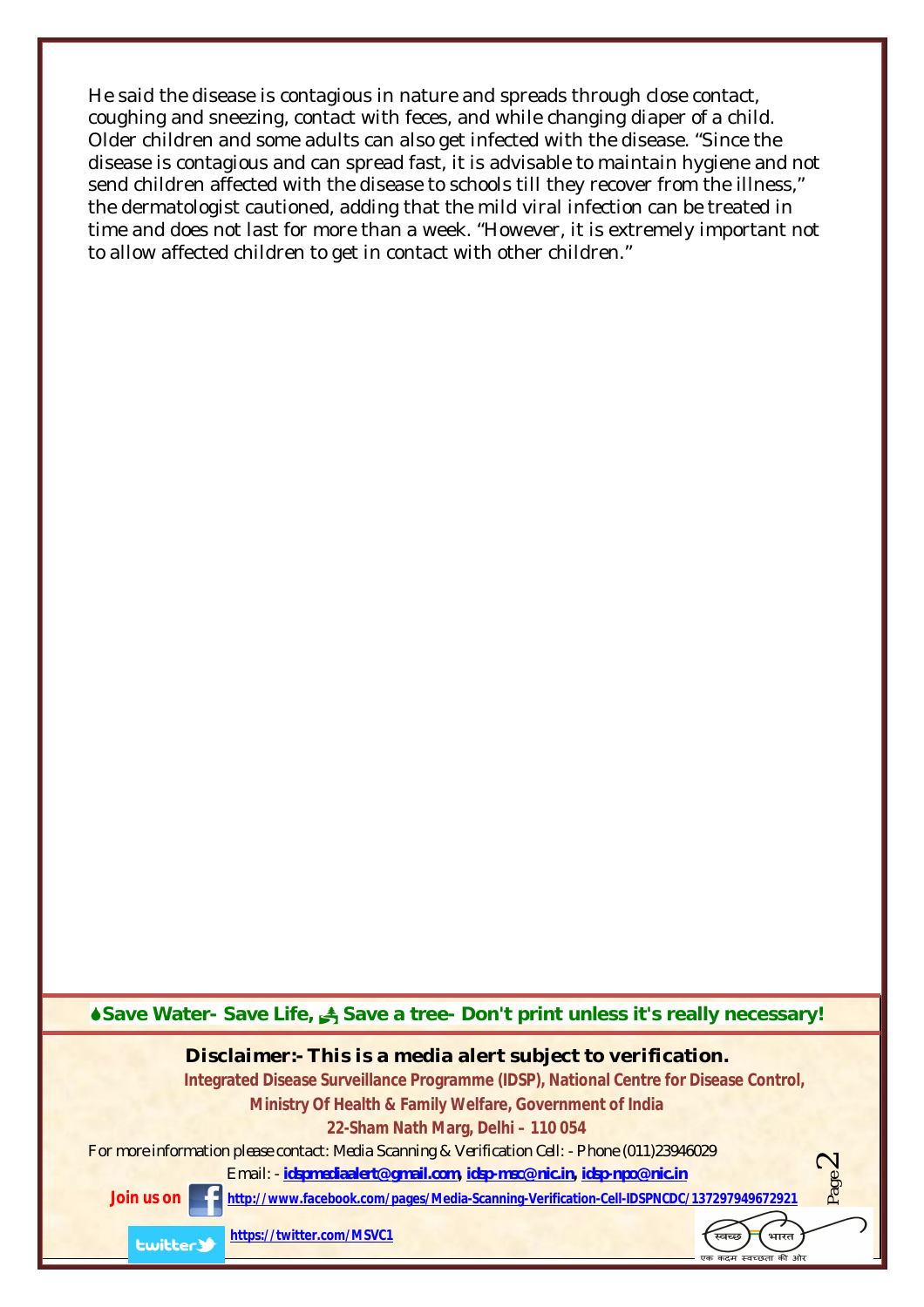He said the disease is contagious in nature and spreads through close contact, coughing and sneezing, contact with feces, and while changing diaper of a child. Older children and some adults can also get infected with the disease. "Since the disease is contagious and can spread fast, it is advisable to maintain hygiene and not send children affected with the disease to schools till they recover from the illness," the dermatologist cautioned, adding that the mild viral infection can be treated in time and does not last for more than a week. "However, it is extremely important not to allow affected children to get in contact with other children."

**Save Water- Save Life, Save a tree- Don't print unless it's really necessary!**

**Disclaimer:- This is a media alert subject to verification.**

**Integrated Disease Surveillance Programme (IDSP), National Centre for Disease Control, Ministry Of Health & Family Welfare, Government of India**

**22-Sham Nath Marg, Delhi – 110 054**

For more information please contact: Media Scanning & Verification Cell: - Phone (011)23946029

Email: - **idspmediaalert@gmail.com**, **idsp-msc@nic.in**, **idsp-npo@nic.in**

**Join us on** **http://www.facebook.com/pages/Media-Scanning-Verification-Cell-IDSPNCDC/137297949672921**

**https://twitter.com/MSVC1**